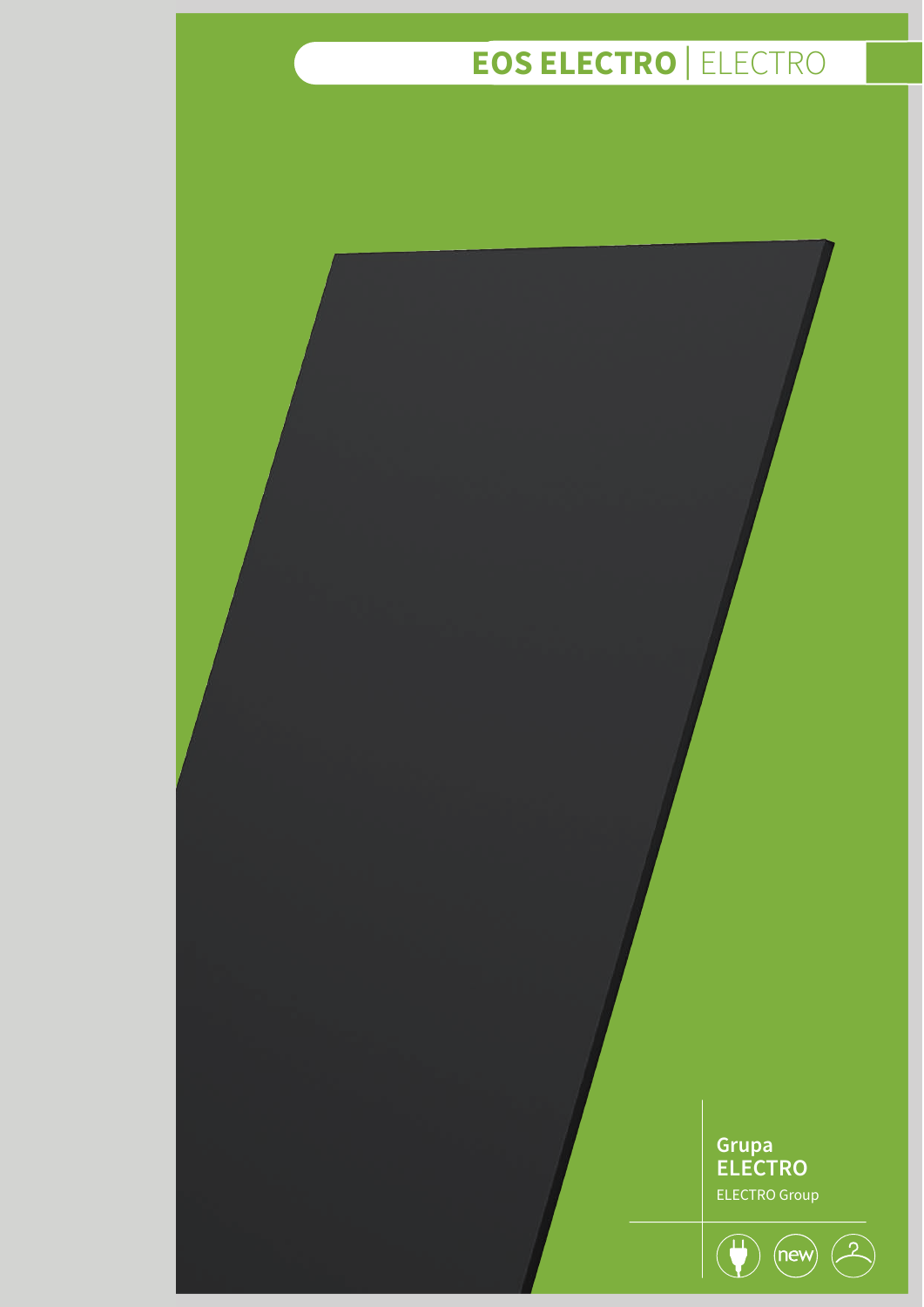# EOS ELECTRO | ELECTRO

**Grupa ELECTRO**

ELECTRO Group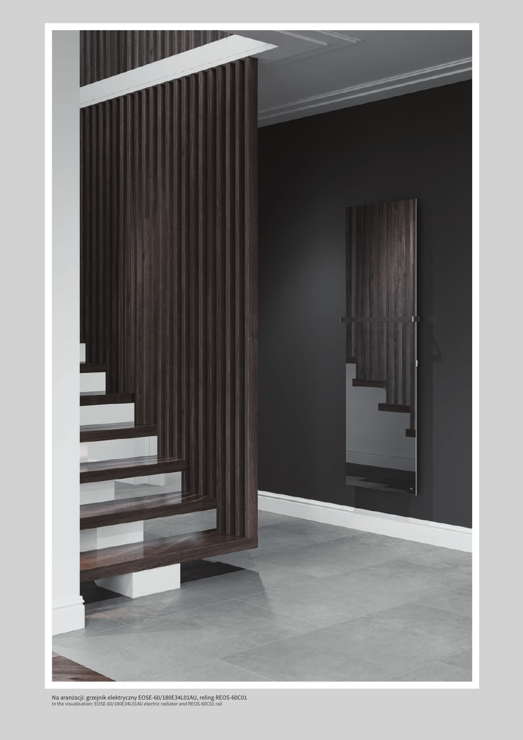Na aranżacji: grzejnik elektryczny EOSE-60/180E34L01AU, reling REOS-60C01
In the visualisation: EOSE-60/180E34L01AU electric radiator and REOS-60C01 rail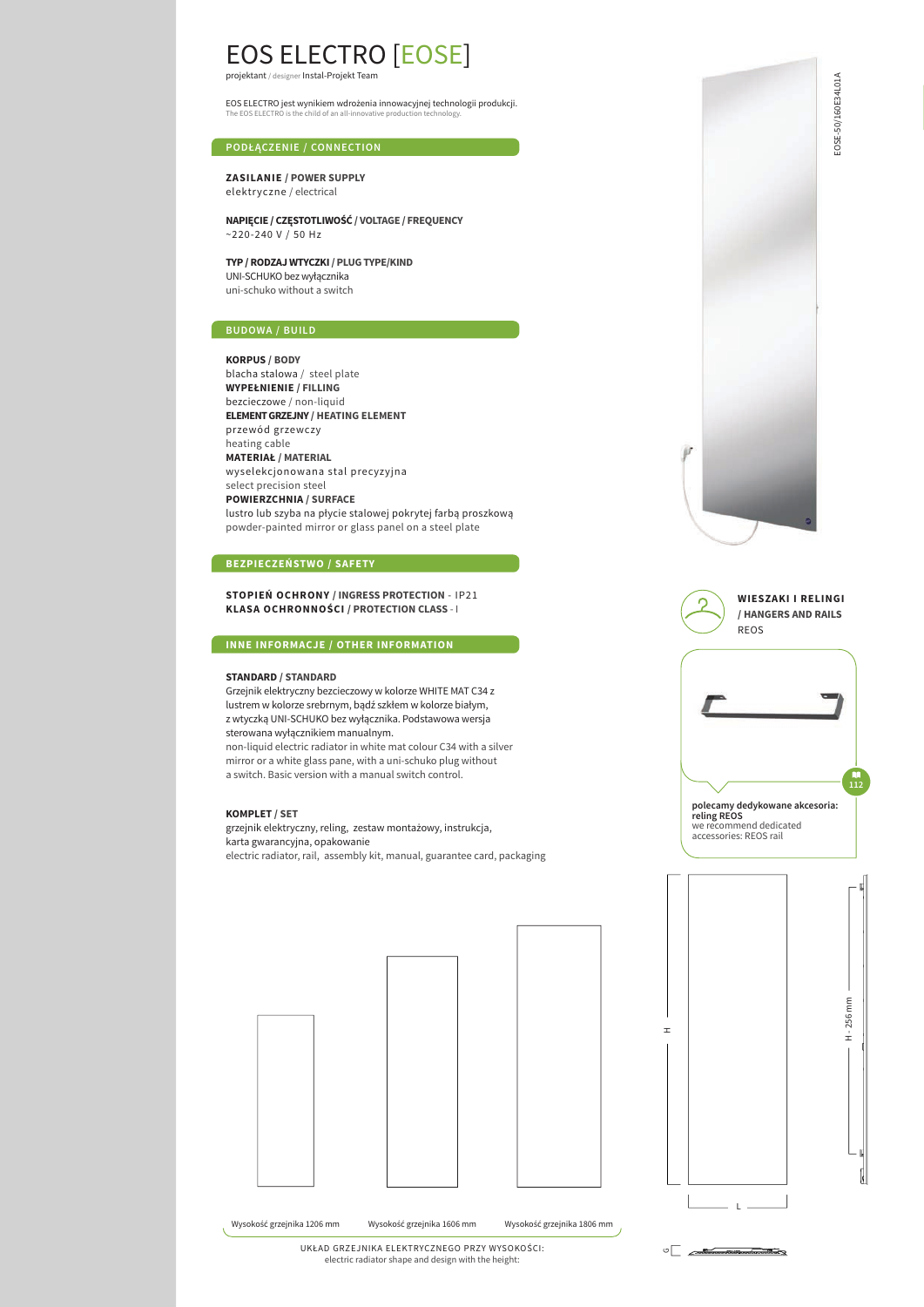# EOS ELECTRO [EOSE]

projektant / designer Instal-Projekt Team

EOS ELECTRO jest wynikiem wdrożenia innowacyjnej technologii produkcji.
The EOS ELECTRO is the child of an all-innovative production technology.

## PODŁĄCZENIE / CONNECTION

**ZASILANIE / POWER SUPPLY**
elektryczne / electrical

**NAPIĘCIE / CZĘSTOTLIWOŚĆ / VOLTAGE / FREQUENCY**
~220-240 V / 50 Hz

**TYP / RODZAJ WTYCZKI / PLUG TYPE/KIND**
UNI-SCHUKO bez wyłącznika
uni-schuko without a switch

## BUDOWA / BUILD

**KORPUS / BODY**
blacha stalowa / steel plate
**WYPEŁNIENIE / FILLING**
bezcieczowe / non-liquid
**ELEMENT GRZEJNY / HEATING ELEMENT**
przewód grzewczy
heating cable
**MATERIAŁ / MATERIAL**
wyselekcjonowana stal precyzyjna
select precision steel
**POWIERZCHNIA / SURFACE**
lustro lub szyba na płycie stalowej pokrytej farbą proszkową
powder-painted mirror or glass panel on a steel plate

## BEZPIECZEŃSTWO / SAFETY

**STOPIEŃ OCHRONY / INGRESS PROTECTION** - IP21
**KLASA OCHRONNOŚCI / PROTECTION CLASS** - I

## INNE INFORMACJE / OTHER INFORMATION

**STANDARD / STANDARD**
Grzejnik elektryczny bezcieczowy w kolorze WHITE MAT C34 z lustrem w kolorze srebrnym, bądź szkłem w kolorze białym, z wtyczką UNI-SCHUKO bez wyłącznika. Podstawowa wersja sterowana wyłącznikiem manualnym.
non-liquid electric radiator in white mat colour C34 with a silver mirror or a white glass pane, with a uni-schuko plug without a switch. Basic version with a manual switch control.

**KOMPLET / SET**
grzejnik elektryczny, reling, zestaw montażowy, instrukcja, karta gwarancyjna, opakowanie
electric radiator, rail, assembly kit, manual, guarantee card, packaging

EOSE-50/160E34L01A

**WIESZAKI I RELINGI / HANGERS AND RAILS**
REOS

112

**polecamy dedykowane akcesoria: reling REOS**
we recommend dedicated accessories: REOS rail

H
H - 256 mm
L
G

Wysokość grzejnika 1206 mm | Wysokość grzejnika 1606 mm | Wysokość grzejnika 1806 mm

UKŁAD GRZEJNIKA ELEKTRYCZNEGO PRZY WYSOKOŚCI:
electric radiator shape and design with the height: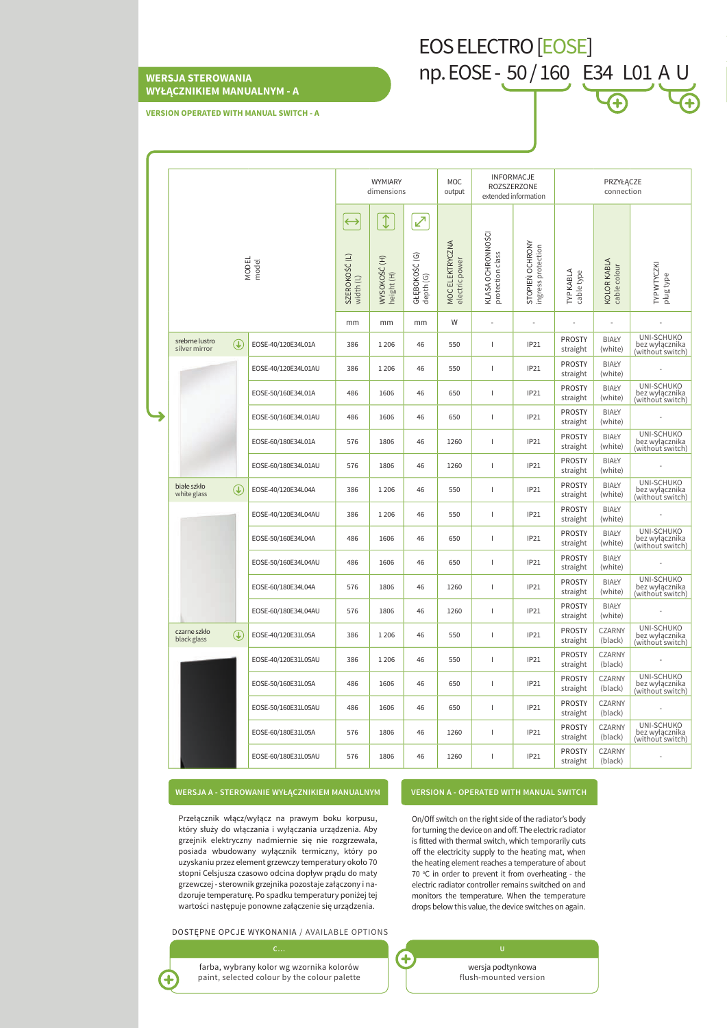# EOS ELECTRO [EOSE]

np. EOSE - 50 / 160 E34 L01 A U

## WERSJA STEROWANIA WYŁĄCZNIKIEM MANUALNYM - A

VERSION OPERATED WITH MANUAL SWITCH - A

| MODEL model | | WYMIARY dimensions | | | MOC output | INFORMACJE ROZSZERZONE extended information | | PRZYŁĄCZE connection | | |
|---|---|---|---|---|---|---|---|---|---|---|
| | | SZEROKOŚĆ (L) width (L) | WYSOKOŚĆ (H) height (H) | GŁĘBOKOŚĆ (G) depth (G) | MOC ELEKTRYCZNA electric power | KLASA OCHRONNOŚCI protection class | STOPIEŃ OCHRONY ingress protection | TYP KABLA cable type | KOLOR KABLA cable colour | TYP WTYCZKI plug type |
| | | mm | mm | mm | W | - | - | - | - | - |
| srebrne lustro silver mirror | EOSE-40/120E34L01A | 386 | 1 206 | 46 | 550 | I | IP21 | PROSTY straight | BIAŁY (white) | UNI-SCHUKO bez wyłącznika (without switch) |
| | EOSE-40/120E34L01AU | 386 | 1 206 | 46 | 550 | I | IP21 | PROSTY straight | BIAŁY (white) | - |
| | EOSE-50/160E34L01A | 486 | 1606 | 46 | 650 | I | IP21 | PROSTY straight | BIAŁY (white) | UNI-SCHUKO bez wyłącznika (without switch) |
| | EOSE-50/160E34L01AU | 486 | 1606 | 46 | 650 | I | IP21 | PROSTY straight | BIAŁY (white) | - |
| | EOSE-60/180E34L01A | 576 | 1806 | 46 | 1260 | I | IP21 | PROSTY straight | BIAŁY (white) | UNI-SCHUKO bez wyłącznika (without switch) |
| | EOSE-60/180E34L01AU | 576 | 1806 | 46 | 1260 | I | IP21 | PROSTY straight | BIAŁY (white) | - |
| białe szkło white glass | EOSE-40/120E34L04A | 386 | 1 206 | 46 | 550 | I | IP21 | PROSTY straight | BIAŁY (white) | UNI-SCHUKO bez wyłącznika (without switch) |
| | EOSE-40/120E34L04AU | 386 | 1 206 | 46 | 550 | I | IP21 | PROSTY straight | BIAŁY (white) | - |
| | EOSE-50/160E34L04A | 486 | 1606 | 46 | 650 | I | IP21 | PROSTY straight | BIAŁY (white) | UNI-SCHUKO bez wyłącznika (without switch) |
| | EOSE-50/160E34L04AU | 486 | 1606 | 46 | 650 | I | IP21 | PROSTY straight | BIAŁY (white) | - |
| | EOSE-60/180E34L04A | 576 | 1806 | 46 | 1260 | I | IP21 | PROSTY straight | BIAŁY (white) | UNI-SCHUKO bez wyłącznika (without switch) |
| | EOSE-60/180E34L04AU | 576 | 1806 | 46 | 1260 | I | IP21 | PROSTY straight | BIAŁY (white) | - |
| czarne szkło black glass | EOSE-40/120E31L05A | 386 | 1 206 | 46 | 550 | I | IP21 | PROSTY straight | CZARNY (black) | UNI-SCHUKO bez wyłącznika (without switch) |
| | EOSE-40/120E31L05AU | 386 | 1 206 | 46 | 550 | I | IP21 | PROSTY straight | CZARNY (black) | - |
| | EOSE-50/160E31L05A | 486 | 1606 | 46 | 650 | I | IP21 | PROSTY straight | CZARNY (black) | UNI-SCHUKO bez wyłącznika (without switch) |
| | EOSE-50/160E31L05AU | 486 | 1606 | 46 | 650 | I | IP21 | PROSTY straight | CZARNY (black) | - |
| | EOSE-60/180E31L05A | 576 | 1806 | 46 | 1260 | I | IP21 | PROSTY straight | CZARNY (black) | UNI-SCHUKO bez wyłącznika (without switch) |
| | EOSE-60/180E31L05AU | 576 | 1806 | 46 | 1260 | I | IP21 | PROSTY straight | CZARNY (black) | - |

### WERSJA A - STEROWANIE WYŁĄCZNIKIEM MANUALNYM

Przełącznik włącz/wyłącz na prawym boku korpusu, który służy do włączania i wyłączania urządzenia. Aby grzejnik elektryczny nadmiernie się nie rozgrzewała, posiada wbudowany wyłącznik termiczny, który po uzyskaniu przez element grzewczy temperatury około 70 stopni Celsjusza czasowo odcina dopływ prądu do maty grzewczej - sterownik grzejnika pozostaje załączony i nadzoruje temperaturę. Po spadku temperatury poniżej tej wartości następuje ponowne załączenie się urządzenia.

### VERSION A - OPERATED WITH MANUAL SWITCH

On/Off switch on the right side of the radiator's body for turning the device on and off. The electric radiator is fitted with thermal switch, which temporarily cuts off the electricity supply to the heating mat, when the heating element reaches a temperature of about 70 °C in order to prevent it from overheating - the electric radiator controller remains switched on and monitors the temperature. When the temperature drops below this value, the device switches on again.

DOSTĘPNE OPCJE WYKONANIA / AVAILABLE OPTIONS

**C...**

farba, wybrany kolor wg wzornika kolorów
paint, selected colour by the colour palette

**U**

wersja podtynkowa
flush-mounted version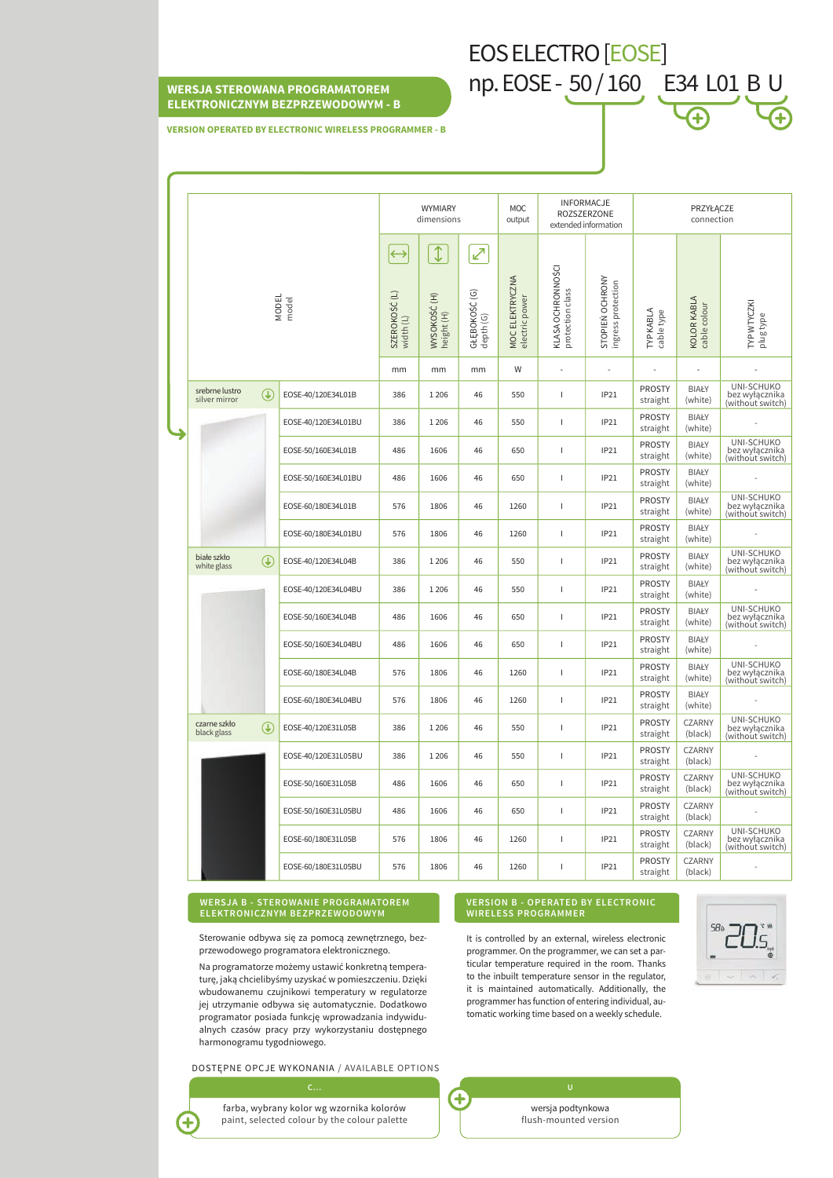# EOS ELECTRO [EOSE]

np. EOSE - 50 / 160 E34 L01 B U

**WERSJA STEROWANA PROGRAMATOREM ELEKTRONICZNYM BEZPRZEWODOWYM - B**

**VERSION OPERATED BY ELECTRONIC WIRELESS PROGRAMMER - B**

| MODEL model | | WYMIARY dimensions | | | MOC output | INFORMACJE ROZSZERZONE extended information | | PRZYŁĄCZE connection | | |
|---|---|---|---|---|---|---|---|---|---|---|
| | | SZEROKOŚĆ (L) width (L) | WYSOKOŚĆ (H) height (H) | GŁĘBOKOŚĆ (G) depth (G) | MOC ELEKTRYCZNA electric power | KLASA OCHRONNOŚCI protection class | STOPIEŃ OCHRONY ingress protection | TYP KABLA cable type | KOLOR KABLA cable colour | TYP WTYCZKI plug type |
| | | mm | mm | mm | W | - | - | - | - | - |
| srebrne lustro silver mirror | EOSE-40/120E34L01B | 386 | 1 206 | 46 | 550 | I | IP21 | PROSTY straight | BIAŁY (white) | UNI-SCHUKO bez wyłącznika (without switch) |
| | EOSE-40/120E34L01BU | 386 | 1 206 | 46 | 550 | I | IP21 | PROSTY straight | BIAŁY (white) | - |
| | EOSE-50/160E34L01B | 486 | 1606 | 46 | 650 | I | IP21 | PROSTY straight | BIAŁY (white) | UNI-SCHUKO bez wyłącznika (without switch) |
| | EOSE-50/160E34L01BU | 486 | 1606 | 46 | 650 | I | IP21 | PROSTY straight | BIAŁY (white) | - |
| | EOSE-60/180E34L01B | 576 | 1806 | 46 | 1260 | I | IP21 | PROSTY straight | BIAŁY (white) | UNI-SCHUKO bez wyłącznika (without switch) |
| | EOSE-60/180E34L01BU | 576 | 1806 | 46 | 1260 | I | IP21 | PROSTY straight | BIAŁY (white) | - |
| białe szkło white glass | EOSE-40/120E34L04B | 386 | 1 206 | 46 | 550 | I | IP21 | PROSTY straight | BIAŁY (white) | UNI-SCHUKO bez wyłącznika (without switch) |
| | EOSE-40/120E34L04BU | 386 | 1 206 | 46 | 550 | I | IP21 | PROSTY straight | BIAŁY (white) | - |
| | EOSE-50/160E34L04B | 486 | 1606 | 46 | 650 | I | IP21 | PROSTY straight | BIAŁY (white) | UNI-SCHUKO bez wyłącznika (without switch) |
| | EOSE-50/160E34L04BU | 486 | 1606 | 46 | 650 | I | IP21 | PROSTY straight | BIAŁY (white) | - |
| | EOSE-60/180E34L04B | 576 | 1806 | 46 | 1260 | I | IP21 | PROSTY straight | BIAŁY (white) | UNI-SCHUKO bez wyłącznika (without switch) |
| | EOSE-60/180E34L04BU | 576 | 1806 | 46 | 1260 | I | IP21 | PROSTY straight | BIAŁY (white) | - |
| czarne szkło black glass | EOSE-40/120E31L05B | 386 | 1 206 | 46 | 550 | I | IP21 | PROSTY straight | CZARNY (black) | UNI-SCHUKO bez wyłącznika (without switch) |
| | EOSE-40/120E31L05BU | 386 | 1 206 | 46 | 550 | I | IP21 | PROSTY straight | CZARNY (black) | - |
| | EOSE-50/160E31L05B | 486 | 1606 | 46 | 650 | I | IP21 | PROSTY straight | CZARNY (black) | UNI-SCHUKO bez wyłącznika (without switch) |
| | EOSE-50/160E31L05BU | 486 | 1606 | 46 | 650 | I | IP21 | PROSTY straight | CZARNY (black) | - |
| | EOSE-60/180E31L05B | 576 | 1806 | 46 | 1260 | I | IP21 | PROSTY straight | CZARNY (black) | UNI-SCHUKO bez wyłącznika (without switch) |
| | EOSE-60/180E31L05BU | 576 | 1806 | 46 | 1260 | I | IP21 | PROSTY straight | CZARNY (black) | - |

## WERSJA B - STEROWANIE PROGRAMATOREM ELEKTRONICZNYM BEZPRZEWODOWYM

Sterowanie odbywa się za pomocą zewnętrznego, bezprzewodowego programatora elektronicznego.

Na programatorze możemy ustawić konkretną temperaturę, jaką chcielibyśmy uzyskać w pomieszczeniu. Dzięki wbudowanemu czujnikowi temperatury w regulatorze jej utrzymanie odbywa się automatycznie. Dodatkowo programator posiada funkcję wprowadzania indywidualnych czasów pracy przy wykorzystaniu dostępnego harmonogramu tygodniowego.

## VERSION B - OPERATED BY ELECTRONIC WIRELESS PROGRAMMER

It is controlled by an external, wireless electronic programmer. On the programmer, we can set a particular temperature required in the room. Thanks to the inbuilt temperature sensor in the regulator, it is maintained automatically. Additionally, the programmer has function of entering individual, automatic working time based on a weekly schedule.

DOSTĘPNE OPCJE WYKONANIA / AVAILABLE OPTIONS

| C... | U |
|---|---|
| farba, wybrany kolor wg wzornika kolorów paint, selected colour by the colour palette | wersja podtynkowa flush-mounted version |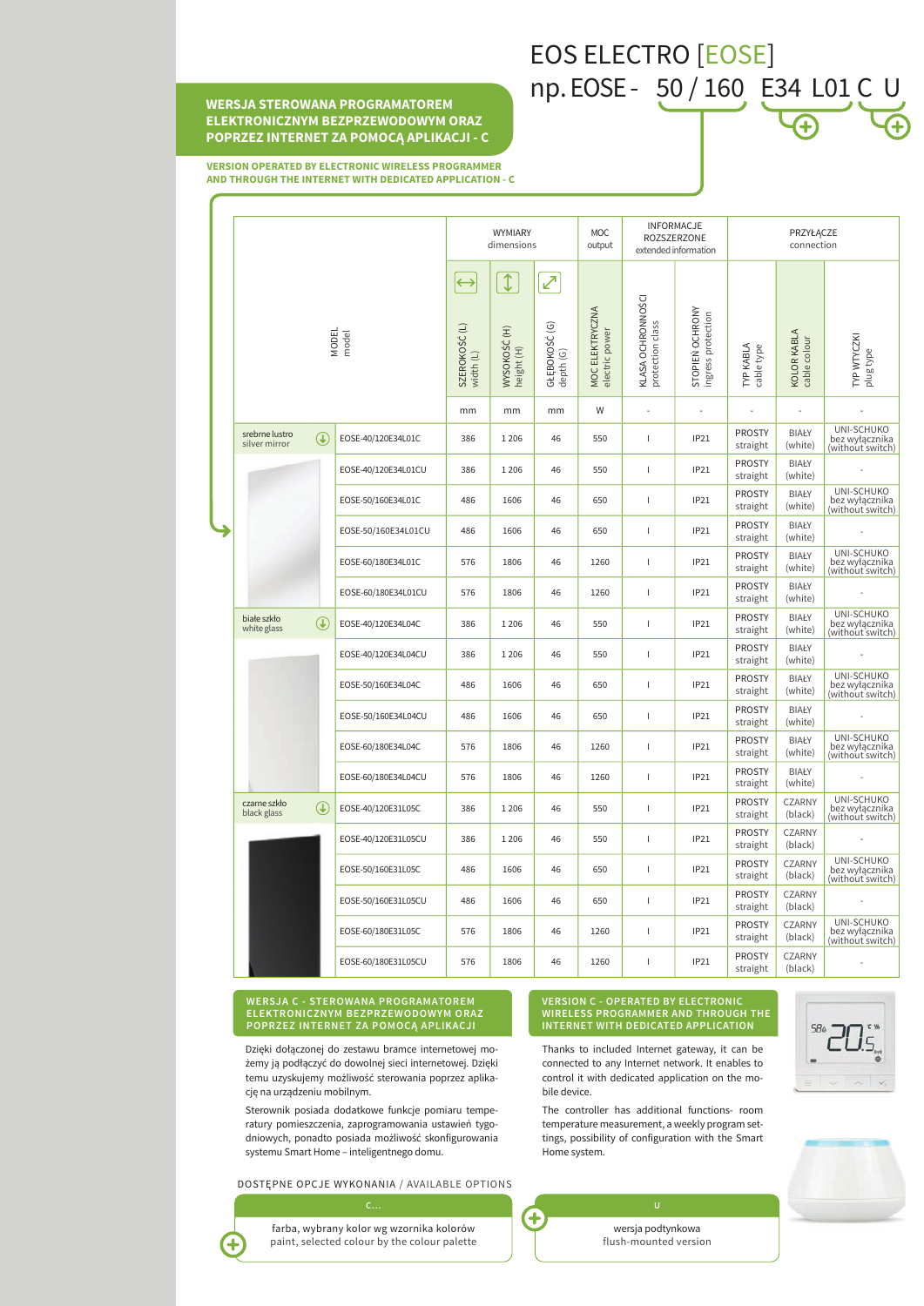# EOS ELECTRO [EOSE]

np. EOSE - 50 / 160 E34 L01 C U

**WERSJA STEROWANA PROGRAMATOREM ELEKTRONICZNYM BEZPRZEWODOWYM ORAZ POPRZEZ INTERNET ZA POMOCĄ APLIKACJI - C**

**VERSION OPERATED BY ELECTRONIC WIRELESS PROGRAMMER AND THROUGH THE INTERNET WITH DEDICATED APPLICATION - C**

| MODEL model | | WYMIARY dimensions | | | MOC output | INFORMACJE ROZSZERZONE extended information | | PRZYŁĄCZE connection | | |
|---|---|---|---|---|---|---|---|---|---|---|
| | | SZEROKOŚĆ (L) width (L) | WYSOKOŚĆ (H) height (H) | GŁĘBOKOŚĆ (G) depth (G) | MOC ELEKTRYCZNA electric power | KLASA OCHRONNOŚCI protection class | STOPIEŃ OCHRONY ingress protection | TYP KABLA cable type | KOLOR KABLA cable colour | TYP WTYCZKI plug type |
| | | mm | mm | mm | W | - | - | - | - | - |
| srebrne lustro silver mirror | EOSE-40/120E34L01C | 386 | 1 206 | 46 | 550 | I | IP21 | PROSTY straight | BIAŁY (white) | UNI-SCHUKO bez wyłącznika (without switch) |
| | EOSE-40/120E34L01CU | 386 | 1 206 | 46 | 550 | I | IP21 | PROSTY straight | BIAŁY (white) | - |
| | EOSE-50/160E34L01C | 486 | 1606 | 46 | 650 | I | IP21 | PROSTY straight | BIAŁY (white) | UNI-SCHUKO bez wyłącznika (without switch) |
| | EOSE-50/160E34L01CU | 486 | 1606 | 46 | 650 | I | IP21 | PROSTY straight | BIAŁY (white) | - |
| | EOSE-60/180E34L01C | 576 | 1806 | 46 | 1260 | I | IP21 | PROSTY straight | BIAŁY (white) | UNI-SCHUKO bez wyłącznika (without switch) |
| | EOSE-60/180E34L01CU | 576 | 1806 | 46 | 1260 | I | IP21 | PROSTY straight | BIAŁY (white) | - |
| białe szkło white glass | EOSE-40/120E34L04C | 386 | 1 206 | 46 | 550 | I | IP21 | PROSTY straight | BIAŁY (white) | UNI-SCHUKO bez wyłącznika (without switch) |
| | EOSE-40/120E34L04CU | 386 | 1 206 | 46 | 550 | I | IP21 | PROSTY straight | BIAŁY (white) | - |
| | EOSE-50/160E34L04C | 486 | 1606 | 46 | 650 | I | IP21 | PROSTY straight | BIAŁY (white) | UNI-SCHUKO bez wyłącznika (without switch) |
| | EOSE-50/160E34L04CU | 486 | 1606 | 46 | 650 | I | IP21 | PROSTY straight | BIAŁY (white) | - |
| | EOSE-60/180E34L04C | 576 | 1806 | 46 | 1260 | I | IP21 | PROSTY straight | BIAŁY (white) | UNI-SCHUKO bez wyłącznika (without switch) |
| | EOSE-60/180E34L04CU | 576 | 1806 | 46 | 1260 | I | IP21 | PROSTY straight | BIAŁY (white) | - |
| czarne szkło black glass | EOSE-40/120E31L05C | 386 | 1 206 | 46 | 550 | I | IP21 | PROSTY straight | CZARNY (black) | UNI-SCHUKO bez wyłącznika (without switch) |
| | EOSE-40/120E31L05CU | 386 | 1 206 | 46 | 550 | I | IP21 | PROSTY straight | CZARNY (black) | - |
| | EOSE-50/160E31L05C | 486 | 1606 | 46 | 650 | I | IP21 | PROSTY straight | CZARNY (black) | UNI-SCHUKO bez wyłącznika (without switch) |
| | EOSE-50/160E31L05CU | 486 | 1606 | 46 | 650 | I | IP21 | PROSTY straight | CZARNY (black) | - |
| | EOSE-60/180E31L05C | 576 | 1806 | 46 | 1260 | I | IP21 | PROSTY straight | CZARNY (black) | UNI-SCHUKO bez wyłącznika (without switch) |
| | EOSE-60/180E31L05CU | 576 | 1806 | 46 | 1260 | I | IP21 | PROSTY straight | CZARNY (black) | - |

**WERSJA C - STEROWANA PROGRAMATOREM ELEKTRONICZNYM BEZPRZEWODOWYM ORAZ POPRZEZ INTERNET ZA POMOCĄ APLIKACJI**

Dzięki dołączonej do zestawu bramce internetowej możemy ją podłączyć do dowolnej sieci internetowej. Dzięki temu uzyskujemy możliwość sterowania poprzez aplikację na urządzeniu mobilnym.

Sterownik posiada dodatkowe funkcje pomiaru temperatury pomieszczenia, zaprogramowania ustawień tygodniowych, ponadto posiada możliwość skonfigurowania systemu Smart Home – inteligentnego domu.

**VERSION C - OPERATED BY ELECTRONIC WIRELESS PROGRAMMER AND THROUGH THE INTERNET WITH DEDICATED APPLICATION**

Thanks to included Internet gateway, it can be connected to any Internet network. It enables to control it with dedicated application on the mobile device.

The controller has additional functions- room temperature measurement, a weekly program settings, possibility of configuration with the Smart Home system.

DOSTĘPNE OPCJE WYKONANIA / AVAILABLE OPTIONS

| C... | U |
|---|---|
| farba, wybrany kolor wg wzornika kolorów paint, selected colour by the colour palette | wersja podtynkowa flush-mounted version |